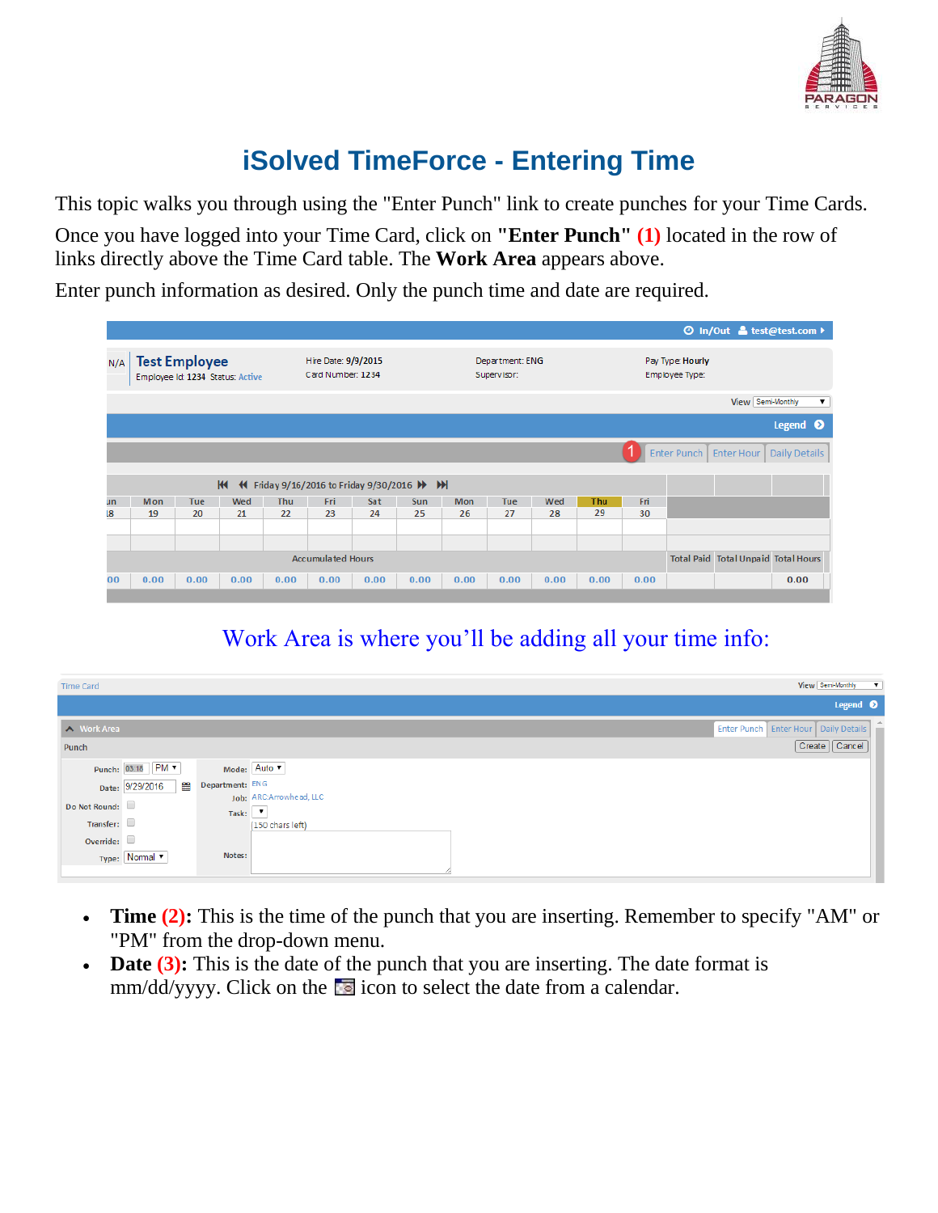# iSolved TimeForce - Entering Time

This topic walks you through using the "Enter Punch" link to create punches for your Time Cards.

Once you have logged into your Time Card, click on **"Enter Punch" (1)** located in the row of links directly above the Time Card table. The **Work Area** appears above.

Enter punch information as desired. Only the punch time and date are required.

Work Area is where you'll be adding all your time info:

- **Time (2):** This is the time of the punch that you are inserting. Remember to specify "AM" or "PM" from the drop-down menu.
- **Date (3):** This is the date of the punch that you are inserting. The date format is mm/dd/yyyy. Click on the icon to select the date from a calendar.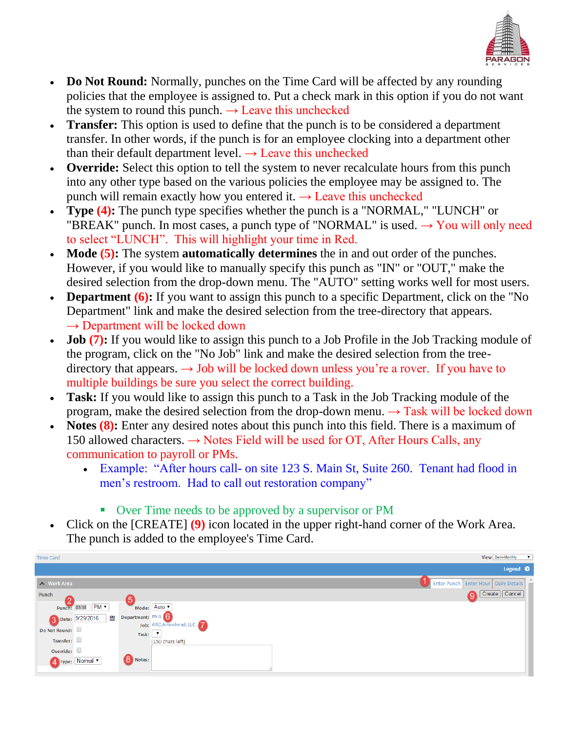- **Do Not Round:** Normally, punches on the Time Card will be affected by any rounding policies that the employee is assigned to. Put a check mark in this option if you do not want the system to round this punch. → Leave this unchecked
- **Transfer:** This option is used to define that the punch is to be considered a department transfer. In other words, if the punch is for an employee clocking into a department other than their default department level. → Leave this unchecked
- **Override:** Select this option to tell the system to never recalculate hours from this punch into any other type based on the various policies the employee may be assigned to. The punch will remain exactly how you entered it. → Leave this unchecked
- **Type (4):** The punch type specifies whether the punch is a "NORMAL," "LUNCH" or "BREAK" punch. In most cases, a punch type of "NORMAL" is used. → You will only need to select "LUNCH". This will highlight your time in Red.
- **Mode (5):** The system **automatically determines** the in and out order of the punches. However, if you would like to manually specify this punch as "IN" or "OUT," make the desired selection from the drop-down menu. The "AUTO" setting works well for most users.
- **Department (6):** If you want to assign this punch to a specific Department, click on the "No Department" link and make the desired selection from the tree-directory that appears. → Department will be locked down
- **Job (7):** If you would like to assign this punch to a Job Profile in the Job Tracking module of the program, click on the "No Job" link and make the desired selection from the tree-directory that appears. → Job will be locked down unless you're a rover. If you have to multiple buildings be sure you select the correct building.
- **Task:** If you would like to assign this punch to a Task in the Job Tracking module of the program, make the desired selection from the drop-down menu. → Task will be locked down
- **Notes (8):** Enter any desired notes about this punch into this field. There is a maximum of 150 allowed characters. → Notes Field will be used for OT, After Hours Calls, any communication to payroll or PMs.
  - Example: "After hours call- on site 123 S. Main St, Suite 260. Tenant had flood in men's restroom. Had to call out restoration company"
    - Over Time needs to be approved by a supervisor or PM
- Click on the [CREATE] (9) icon located in the upper right-hand corner of the Work Area. The punch is added to the employee's Time Card.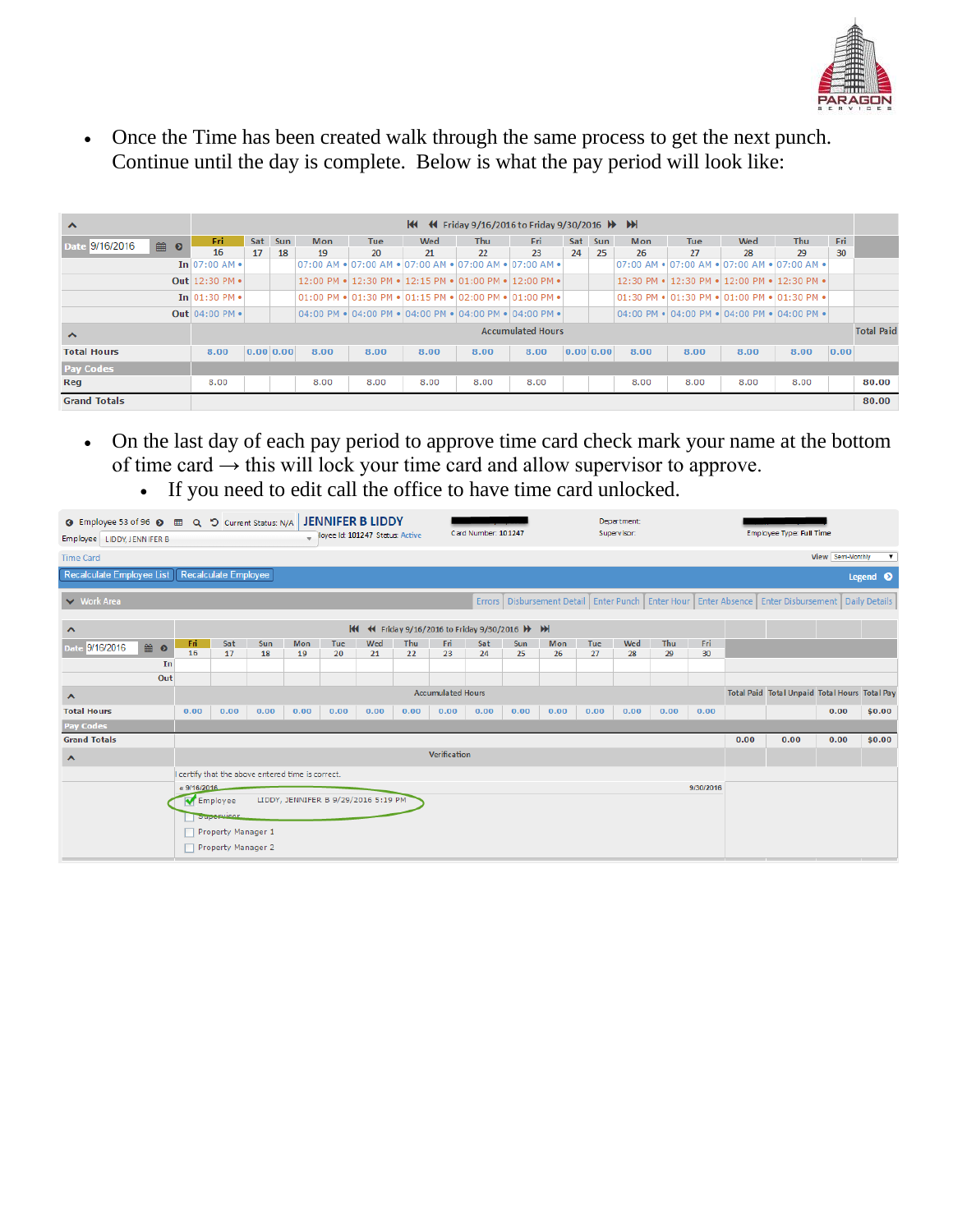- Once the Time has been created walk through the same process to get the next punch. Continue until the day is complete. Below is what the pay period will look like:

| | Fri 16 | Sat 17 | Sun 18 | Mon 19 | Tue 20 | Wed 21 | Thu 22 | Fri 23 | Sat 24 | Sun 25 | Mon 26 | Tue 27 | Wed 28 | Thu 29 | Fri 30 | Total Paid |
|---|---|---|---|---|---|---|---|---|---|---|---|---|---|---|---|---|
| In | 07:00 AM | | | 07:00 AM | 07:00 AM | 07:00 AM | 07:00 AM | 07:00 AM | | | 07:00 AM | 07:00 AM | 07:00 AM | 07:00 AM | | |
| Out | 12:30 PM | | | 12:00 PM | 12:30 PM | 12:15 PM | 01:00 PM | 12:00 PM | | | 12:30 PM | 12:30 PM | 12:00 PM | 12:30 PM | | |
| In | 01:30 PM | | | 01:00 PM | 01:30 PM | 01:15 PM | 02:00 PM | 01:00 PM | | | 01:30 PM | 01:30 PM | 01:00 PM | 01:30 PM | | |
| Out | 04:00 PM | | | 04:00 PM | 04:00 PM | 04:00 PM | 04:00 PM | 04:00 PM | | | 04:00 PM | 04:00 PM | 04:00 PM | 04:00 PM | | |
| **Total Hours** | 8.00 | 0.00 | 0.00 | 8.00 | 8.00 | 8.00 | 8.00 | 8.00 | 0.00 | 0.00 | 8.00 | 8.00 | 8.00 | 8.00 | 0.00 | |
| **Pay Codes** | | | | | | | | | | | | | | | | |
| Reg | 8.00 | | | 8.00 | 8.00 | 8.00 | 8.00 | 8.00 | | | 8.00 | 8.00 | 8.00 | 8.00 | | 80.00 |
| **Grand Totals** | | | | | | | | | | | | | | | | 80.00 |

- On the last day of each pay period to approve time card check mark your name at the bottom of time card → this will lock your time card and allow supervisor to approve.
  - If you need to edit call the office to have time card unlocked.